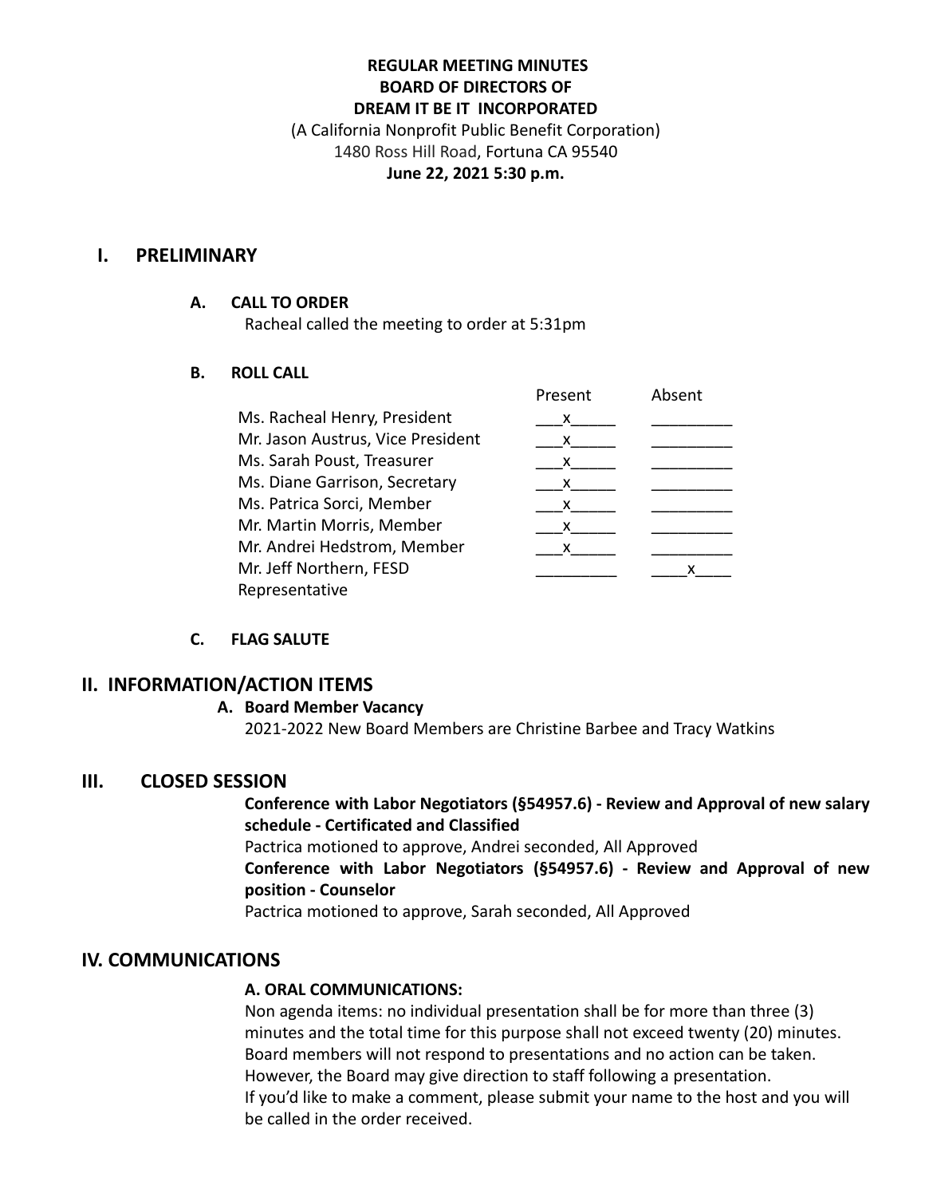**REGULAR MEETING MINUTES**
**BOARD OF DIRECTORS OF**
**DREAM IT BE IT INCORPORATED**
(A California Nonprofit Public Benefit Corporation)
1480 Ross Hill Road, Fortuna CA 95540
**June 22, 2021 5:30 p.m.**

## I. PRELIMINARY

### A. CALL TO ORDER

Racheal called the meeting to order at 5:31pm

### B. ROLL CALL

| | Present | Absent |
|---|---|---|
| Ms. Racheal Henry, President | x | |
| Mr. Jason Austrus, Vice President | x | |
| Ms. Sarah Poust, Treasurer | x | |
| Ms. Diane Garrison, Secretary | x | |
| Ms. Patrica Sorci, Member | x | |
| Mr. Martin Morris, Member | x | |
| Mr. Andrei Hedstrom, Member | x | |
| Mr. Jeff Northern, FESD Representative | | x |

### C. FLAG SALUTE

## II. INFORMATION/ACTION ITEMS

### A. Board Member Vacancy

2021-2022 New Board Members are Christine Barbee and Tracy Watkins

## III. CLOSED SESSION

**Conference with Labor Negotiators (§54957.6) - Review and Approval of new salary schedule - Certificated and Classified**

Pactrica motioned to approve, Andrei seconded, All Approved

**Conference with Labor Negotiators (§54957.6) - Review and Approval of new position - Counselor**

Pactrica motioned to approve, Sarah seconded, All Approved

## IV. COMMUNICATIONS

**A. ORAL COMMUNICATIONS:**

Non agenda items: no individual presentation shall be for more than three (3) minutes and the total time for this purpose shall not exceed twenty (20) minutes. Board members will not respond to presentations and no action can be taken. However, the Board may give direction to staff following a presentation.
If you'd like to make a comment, please submit your name to the host and you will be called in the order received.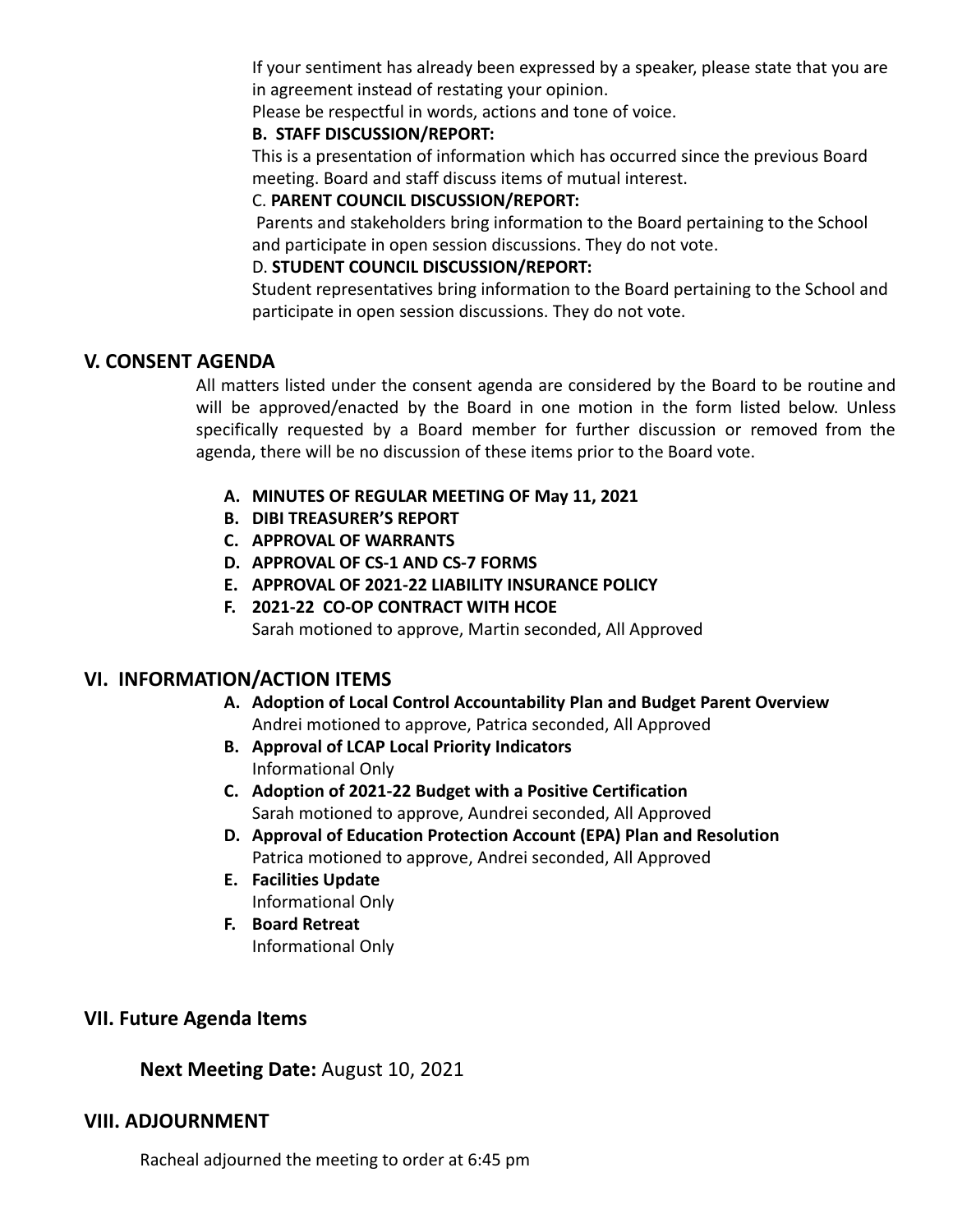If your sentiment has already been expressed by a speaker, please state that you are in agreement instead of restating your opinion.

Please be respectful in words, actions and tone of voice.

**B. STAFF DISCUSSION/REPORT:**

This is a presentation of information which has occurred since the previous Board meeting. Board and staff discuss items of mutual interest.

C. **PARENT COUNCIL DISCUSSION/REPORT:**

Parents and stakeholders bring information to the Board pertaining to the School and participate in open session discussions. They do not vote.

D. **STUDENT COUNCIL DISCUSSION/REPORT:**

Student representatives bring information to the Board pertaining to the School and participate in open session discussions. They do not vote.

## V. CONSENT AGENDA

All matters listed under the consent agenda are considered by the Board to be routine and will be approved/enacted by the Board in one motion in the form listed below. Unless specifically requested by a Board member for further discussion or removed from the agenda, there will be no discussion of these items prior to the Board vote.

- **A. MINUTES OF REGULAR MEETING OF May 11, 2021**
- **B. DIBI TREASURER'S REPORT**
- **C. APPROVAL OF WARRANTS**
- **D. APPROVAL OF CS-1 AND CS-7 FORMS**
- **E. APPROVAL OF 2021-22 LIABILITY INSURANCE POLICY**
- **F. 2021-22 CO-OP CONTRACT WITH HCOE**
  Sarah motioned to approve, Martin seconded, All Approved

## VI. INFORMATION/ACTION ITEMS

- **A. Adoption of Local Control Accountability Plan and Budget Parent Overview**
  Andrei motioned to approve, Patrica seconded, All Approved
- **B. Approval of LCAP Local Priority Indicators**
  Informational Only
- **C. Adoption of 2021-22 Budget with a Positive Certification**
  Sarah motioned to approve, Aundrei seconded, All Approved
- **D. Approval of Education Protection Account (EPA) Plan and Resolution**
  Patrica motioned to approve, Andrei seconded, All Approved
- **E. Facilities Update**
  Informational Only
- **F. Board Retreat**
  Informational Only

## VII. Future Agenda Items

**Next Meeting Date:** August 10, 2021

## VIII. ADJOURNMENT

Racheal adjourned the meeting to order at 6:45 pm